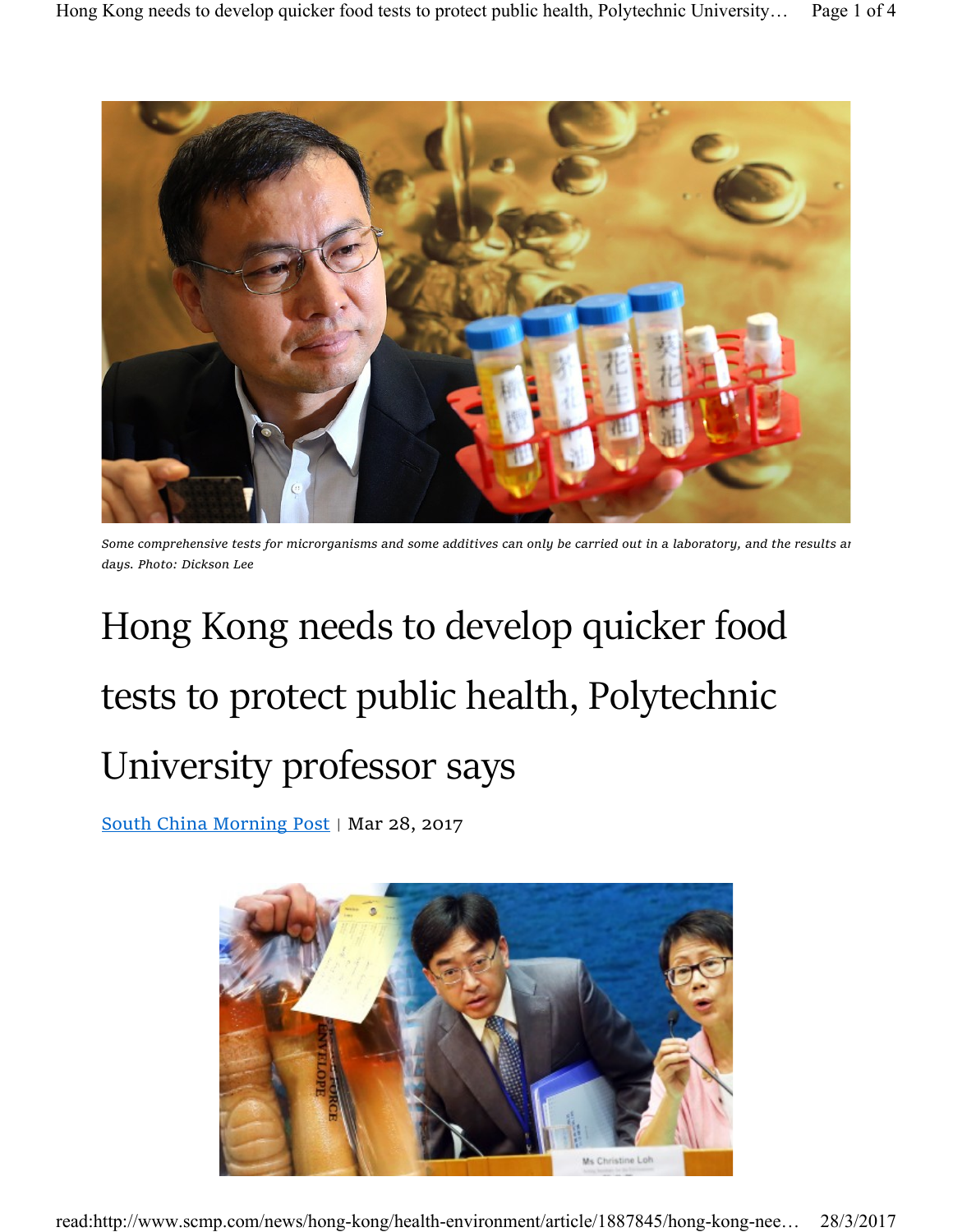Some comprehensive tests for microrganisms and some additives can only be carried out in a laboratory, and the results ar days. Photo: Dickson Lee

# Hong Kong needs to develop quicker food tests to protect public health, Polytechnic University professor says

South China Morning Post | Mar 28, 2017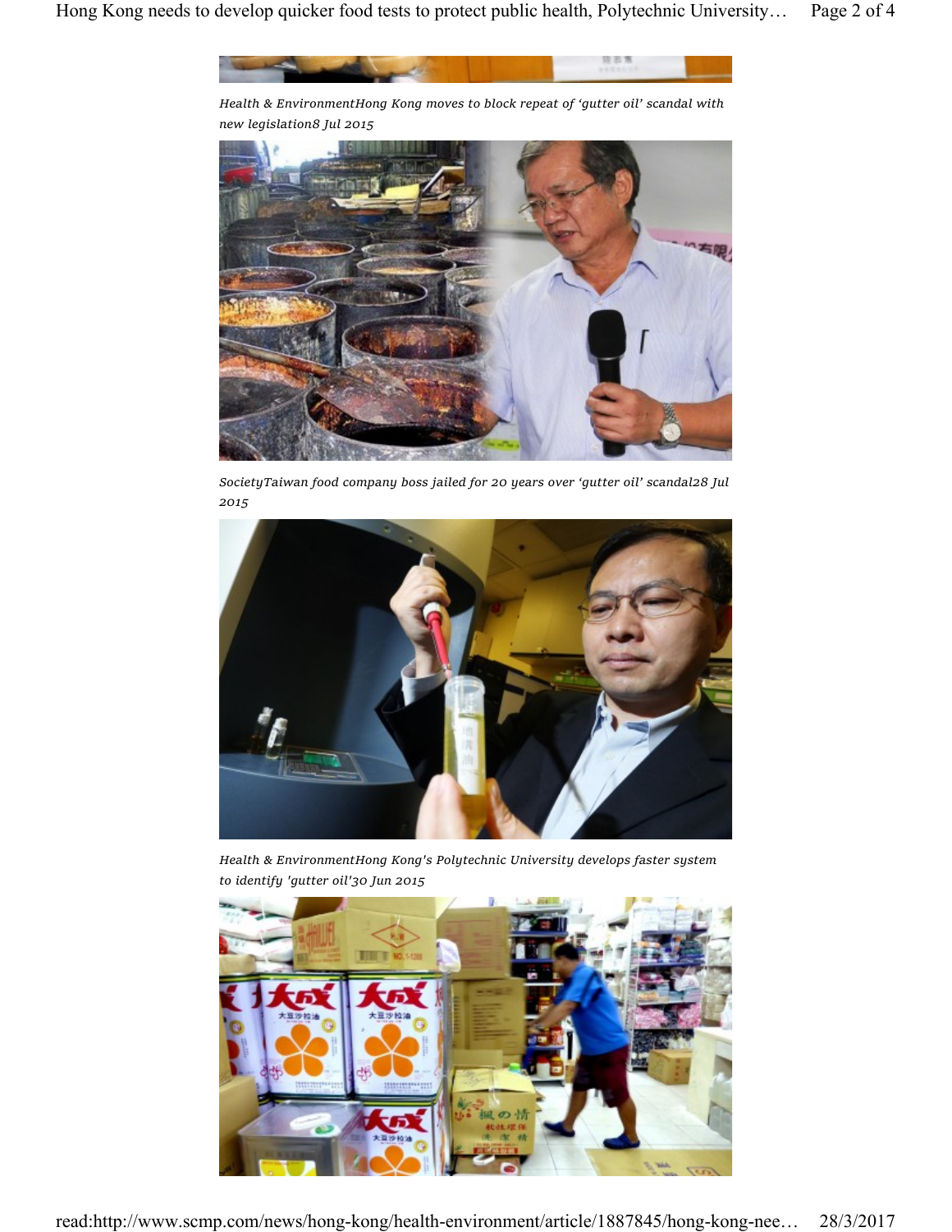*Health & EnvironmentHong Kong moves to block repeat of 'gutter oil' scandal with new legislation8 Jul 2015*

*SocietyTaiwan food company boss jailed for 20 years over 'gutter oil' scandal28 Jul 2015*

*Health & EnvironmentHong Kong's Polytechnic University develops faster system to identify 'gutter oil'30 Jun 2015*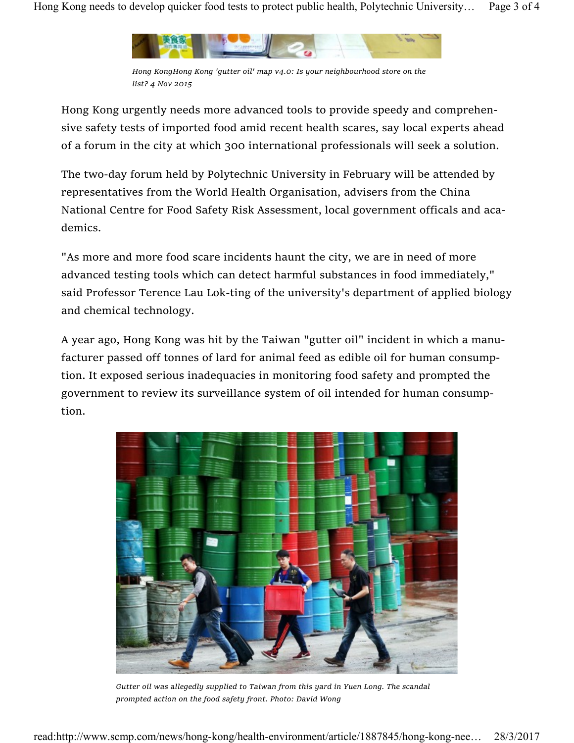*Hong KongHong Kong 'gutter oil' map v4.0: Is your neighbourhood store on the list? 4 Nov 2015*

Hong Kong urgently needs more advanced tools to provide speedy and comprehensive safety tests of imported food amid recent health scares, say local experts ahead of a forum in the city at which 300 international professionals will seek a solution.

The two-day forum held by Polytechnic University in February will be attended by representatives from the World Health Organisation, advisers from the China National Centre for Food Safety Risk Assessment, local government officals and academics.

"As more and more food scare incidents haunt the city, we are in need of more advanced testing tools which can detect harmful substances in food immediately," said Professor Terence Lau Lok-ting of the university's department of applied biology and chemical technology.

A year ago, Hong Kong was hit by the Taiwan "gutter oil" incident in which a manufacturer passed off tonnes of lard for animal feed as edible oil for human consumption. It exposed serious inadequacies in monitoring food safety and prompted the government to review its surveillance system of oil intended for human consumption.

*Gutter oil was allegedly supplied to Taiwan from this yard in Yuen Long. The scandal prompted action on the food safety front. Photo: David Wong*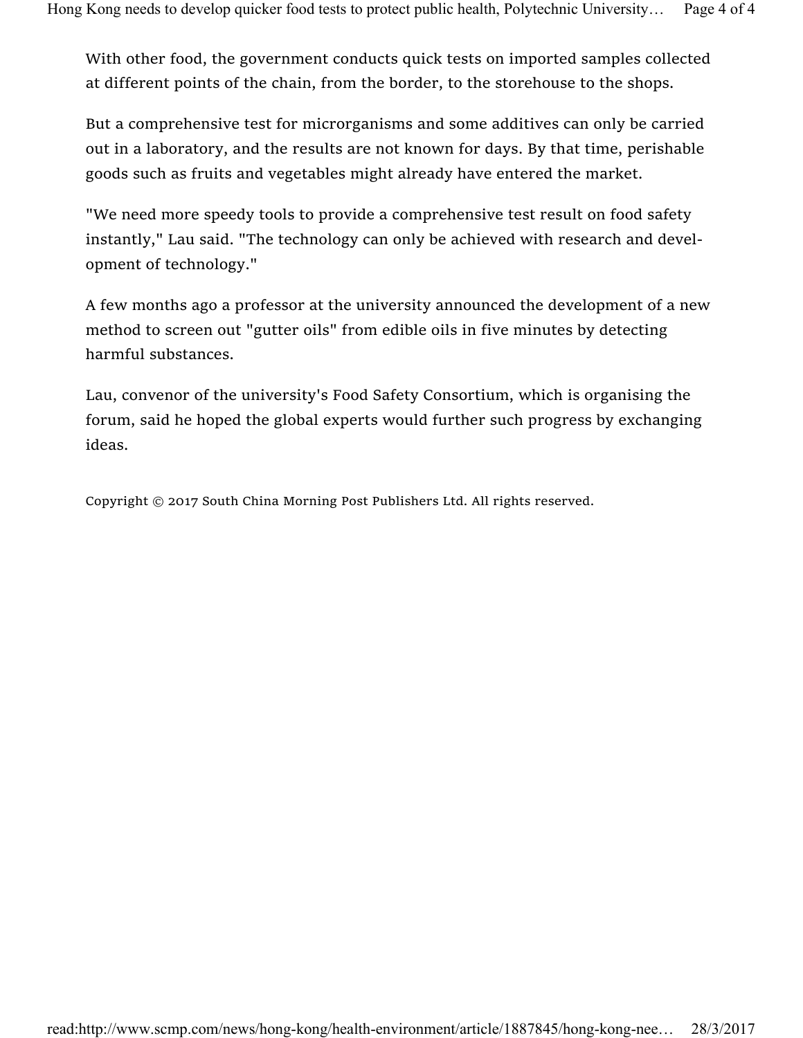With other food, the government conducts quick tests on imported samples collected at different points of the chain, from the border, to the storehouse to the shops.

But a comprehensive test for microrganisms and some additives can only be carried out in a laboratory, and the results are not known for days. By that time, perishable goods such as fruits and vegetables might already have entered the market.

"We need more speedy tools to provide a comprehensive test result on food safety instantly," Lau said. "The technology can only be achieved with research and development of technology."

A few months ago a professor at the university announced the development of a new method to screen out "gutter oils" from edible oils in five minutes by detecting harmful substances.

Lau, convenor of the university's Food Safety Consortium, which is organising the forum, said he hoped the global experts would further such progress by exchanging ideas.

Copyright © 2017 South China Morning Post Publishers Ltd. All rights reserved.